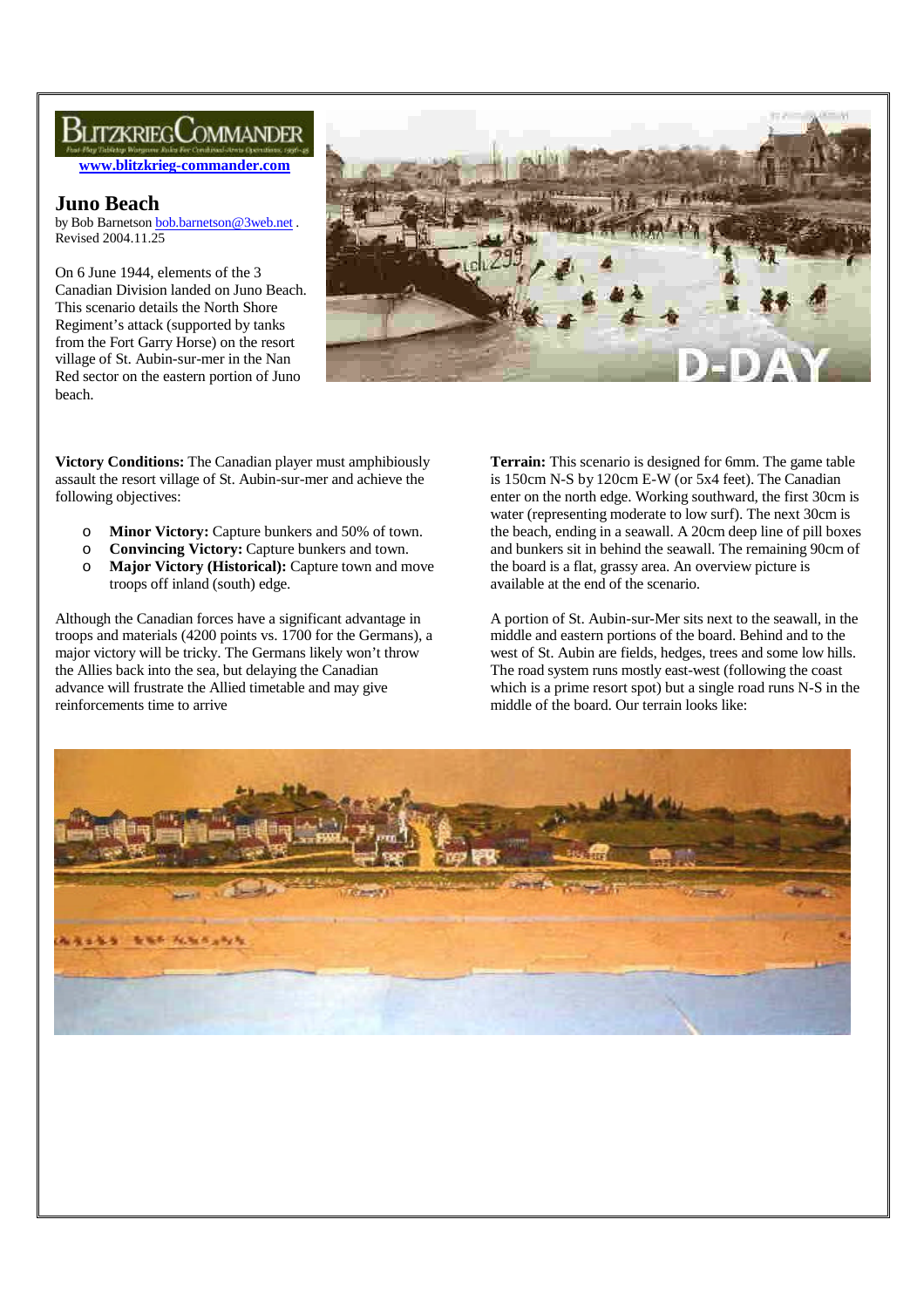BLITZKRIEG COMMANDER

Fast-Play Tabletop Wargame Rules For Combined-Arms Operations, 1936-45

www.blitzkrieg-commander.com

# Juno Beach

by Bob Barnetson bob.barnetson@3web.net .
Revised 2004.11.25

On 6 June 1944, elements of the 3 Canadian Division landed on Juno Beach. This scenario details the North Shore Regiment's attack (supported by tanks from the Fort Garry Horse) on the resort village of St. Aubin-sur-mer in the Nan Red sector on the eastern portion of Juno beach.

**Victory Conditions:** The Canadian player must amphibiously assault the resort village of St. Aubin-sur-mer and achieve the following objectives:

- **Minor Victory:** Capture bunkers and 50% of town.
- **Convincing Victory:** Capture bunkers and town.
- **Major Victory (Historical):** Capture town and move troops off inland (south) edge.

Although the Canadian forces have a significant advantage in troops and materials (4200 points vs. 1700 for the Germans), a major victory will be tricky. The Germans likely won't throw the Allies back into the sea, but delaying the Canadian advance will frustrate the Allied timetable and may give reinforcements time to arrive

**Terrain:** This scenario is designed for 6mm. The game table is 150cm N-S by 120cm E-W (or 5x4 feet). The Canadian enter on the north edge. Working southward, the first 30cm is water (representing moderate to low surf). The next 30cm is the beach, ending in a seawall. A 20cm deep line of pill boxes and bunkers sit in behind the seawall. The remaining 90cm of the board is a flat, grassy area. An overview picture is available at the end of the scenario.

A portion of St. Aubin-sur-Mer sits next to the seawall, in the middle and eastern portions of the board. Behind and to the west of St. Aubin are fields, hedges, trees and some low hills. The road system runs mostly east-west (following the coast which is a prime resort spot) but a single road runs N-S in the middle of the board. Our terrain looks like: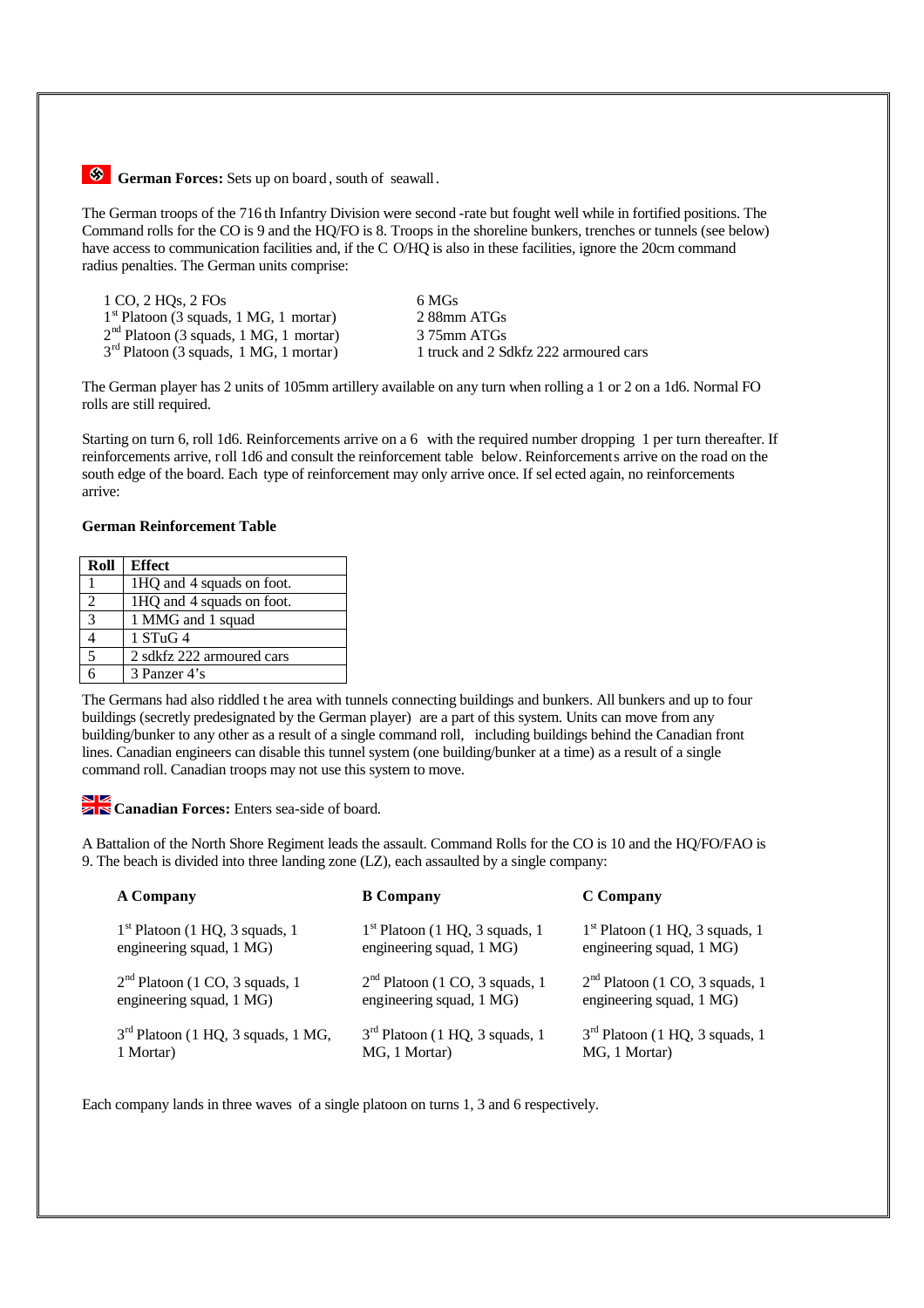**German Forces:** Sets up on board, south of seawall.

The German troops of the 716th Infantry Division were second-rate but fought well while in fortified positions. The Command rolls for the CO is 9 and the HQ/FO is 8. Troops in the shoreline bunkers, trenches or tunnels (see below) have access to communication facilities and, if the CO/HQ is also in these facilities, ignore the 20cm command radius penalties. The German units comprise:

| | |
|---|---|
| 1 CO, 2 HQs, 2 FOs | 6 MGs |
| 1st Platoon (3 squads, 1 MG, 1 mortar) | 2 88mm ATGs |
| 2nd Platoon (3 squads, 1 MG, 1 mortar) | 3 75mm ATGs |
| 3rd Platoon (3 squads, 1 MG, 1 mortar) | 1 truck and 2 Sdkfz 222 armoured cars |

The German player has 2 units of 105mm artillery available on any turn when rolling a 1 or 2 on a 1d6. Normal FO rolls are still required.

Starting on turn 6, roll 1d6. Reinforcements arrive on a 6 with the required number dropping 1 per turn thereafter. If reinforcements arrive, roll 1d6 and consult the reinforcement table below. Reinforcements arrive on the road on the south edge of the board. Each type of reinforcement may only arrive once. If selected again, no reinforcements arrive:

**German Reinforcement Table**

| Roll | Effect |
|---|---|
| 1 | 1HQ and 4 squads on foot. |
| 2 | 1HQ and 4 squads on foot. |
| 3 | 1 MMG and 1 squad |
| 4 | 1 STuG 4 |
| 5 | 2 sdkfz 222 armoured cars |
| 6 | 3 Panzer 4's |

The Germans had also riddled the area with tunnels connecting buildings and bunkers. All bunkers and up to four buildings (secretly predesignated by the German player) are a part of this system. Units can move from any building/bunker to any other as a result of a single command roll, including buildings behind the Canadian front lines. Canadian engineers can disable this tunnel system (one building/bunker at a time) as a result of a single command roll. Canadian troops may not use this system to move.

**Canadian Forces:** Enters sea-side of board.

A Battalion of the North Shore Regiment leads the assault. Command Rolls for the CO is 10 and the HQ/FO/FAO is 9. The beach is divided into three landing zone (LZ), each assaulted by a single company:

| A Company | B Company | C Company |
|---|---|---|
| 1st Platoon (1 HQ, 3 squads, 1 engineering squad, 1 MG) | 1st Platoon (1 HQ, 3 squads, 1 engineering squad, 1 MG) | 1st Platoon (1 HQ, 3 squads, 1 engineering squad, 1 MG) |
| 2nd Platoon (1 CO, 3 squads, 1 engineering squad, 1 MG) | 2nd Platoon (1 CO, 3 squads, 1 engineering squad, 1 MG) | 2nd Platoon (1 CO, 3 squads, 1 engineering squad, 1 MG) |
| 3rd Platoon (1 HQ, 3 squads, 1 MG, 1 Mortar) | 3rd Platoon (1 HQ, 3 squads, 1 MG, 1 Mortar) | 3rd Platoon (1 HQ, 3 squads, 1 MG, 1 Mortar) |

Each company lands in three waves of a single platoon on turns 1, 3 and 6 respectively.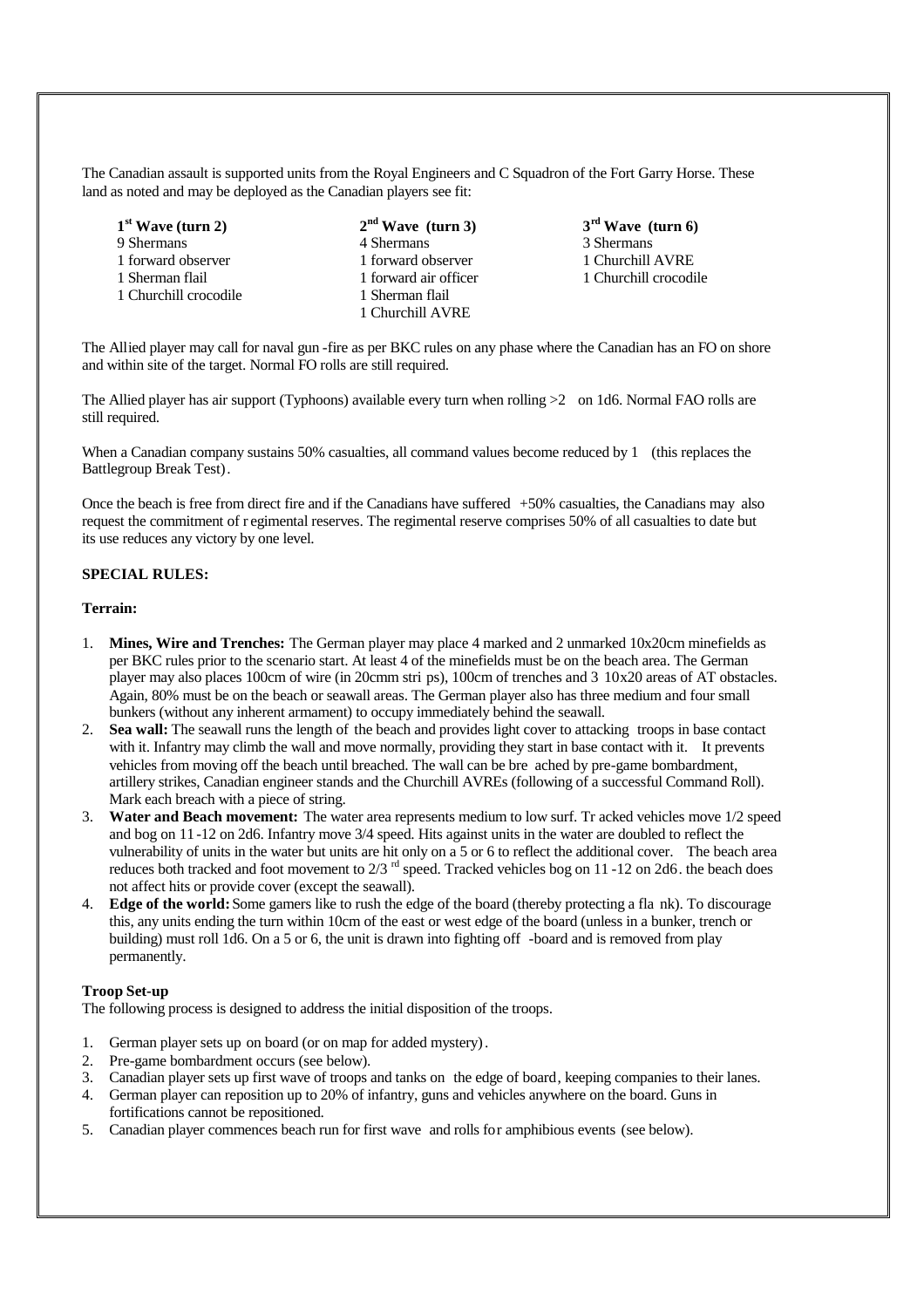The Canadian assault is supported units from the Royal Engineers and C Squadron of the Fort Garry Horse. These land as noted and may be deployed as the Canadian players see fit:

| 1st Wave (turn 2) | 2nd Wave (turn 3) | 3rd Wave (turn 6) |
|---|---|---|
| 9 Shermans | 4 Shermans | 3 Shermans |
| 1 forward observer | 1 forward observer | 1 Churchill AVRE |
| 1 Sherman flail | 1 forward air officer | 1 Churchill crocodile |
| 1 Churchill crocodile | 1 Sherman flail | |
| | 1 Churchill AVRE | |

The Allied player may call for naval gun-fire as per BKC rules on any phase where the Canadian has an FO on shore and within site of the target. Normal FO rolls are still required.

The Allied player has air support (Typhoons) available every turn when rolling >2 on 1d6. Normal FAO rolls are still required.

When a Canadian company sustains 50% casualties, all command values become reduced by 1 (this replaces the Battlegroup Break Test).

Once the beach is free from direct fire and if the Canadians have suffered +50% casualties, the Canadians may also request the commitment of regimental reserves. The regimental reserve comprises 50% of all casualties to date but its use reduces any victory by one level.

**SPECIAL RULES:**

**Terrain:**

1. **Mines, Wire and Trenches:** The German player may place 4 marked and 2 unmarked 10x20cm minefields as per BKC rules prior to the scenario start. At least 4 of the minefields must be on the beach area. The German player may also places 100cm of wire (in 20cmm strips), 100cm of trenches and 3 10x20 areas of AT obstacles. Again, 80% must be on the beach or seawall areas. The German player also has three medium and four small bunkers (without any inherent armament) to occupy immediately behind the seawall.
2. **Sea wall:** The seawall runs the length of the beach and provides light cover to attacking troops in base contact with it. Infantry may climb the wall and move normally, providing they start in base contact with it. It prevents vehicles from moving off the beach until breached. The wall can be breached by pre-game bombardment, artillery strikes, Canadian engineer stands and the Churchill AVREs (following of a successful Command Roll). Mark each breach with a piece of string.
3. **Water and Beach movement:** The water area represents medium to low surf. Tracked vehicles move 1/2 speed and bog on 11-12 on 2d6. Infantry move 3/4 speed. Hits against units in the water are doubled to reflect the vulnerability of units in the water but units are hit only on a 5 or 6 to reflect the additional cover. The beach area reduces both tracked and foot movement to 2/3rd speed. Tracked vehicles bog on 11-12 on 2d6. the beach does not affect hits or provide cover (except the seawall).
4. **Edge of the world:** Some gamers like to rush the edge of the board (thereby protecting a flank). To discourage this, any units ending the turn within 10cm of the east or west edge of the board (unless in a bunker, trench or building) must roll 1d6. On a 5 or 6, the unit is drawn into fighting off-board and is removed from play permanently.

**Troop Set-up**

The following process is designed to address the initial disposition of the troops.

1. German player sets up on board (or on map for added mystery).
2. Pre-game bombardment occurs (see below).
3. Canadian player sets up first wave of troops and tanks on the edge of board, keeping companies to their lanes.
4. German player can reposition up to 20% of infantry, guns and vehicles anywhere on the board. Guns in fortifications cannot be repositioned.
5. Canadian player commences beach run for first wave and rolls for amphibious events (see below).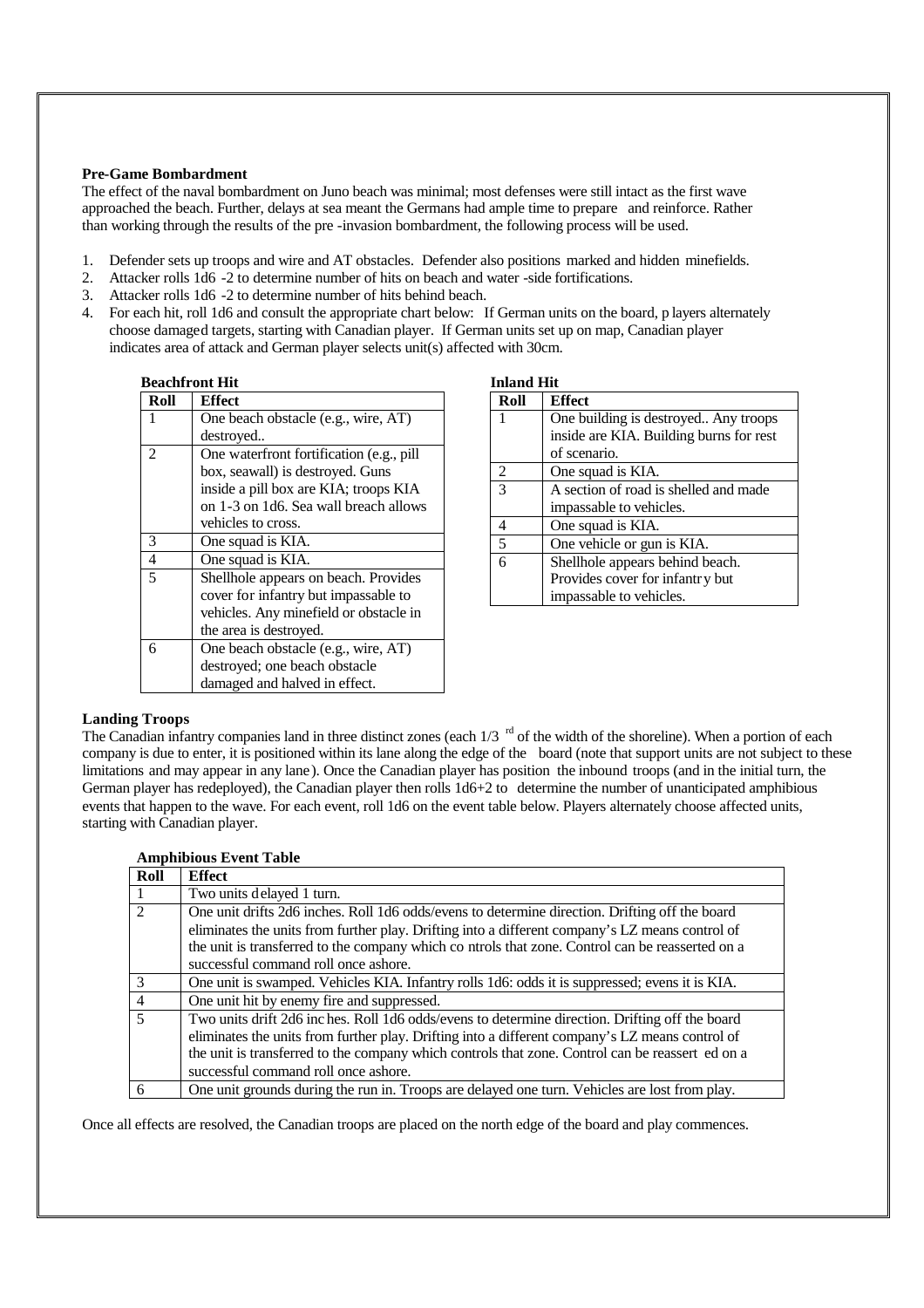**Pre-Game Bombardment**

The effect of the naval bombardment on Juno beach was minimal; most defenses were still intact as the first wave approached the beach. Further, delays at sea meant the Germans had ample time to prepare and reinforce. Rather than working through the results of the pre-invasion bombardment, the following process will be used.

1. Defender sets up troops and wire and AT obstacles. Defender also positions marked and hidden minefields.
2. Attacker rolls 1d6 -2 to determine number of hits on beach and water-side fortifications.
3. Attacker rolls 1d6 -2 to determine number of hits behind beach.
4. For each hit, roll 1d6 and consult the appropriate chart below: If German units on the board, players alternately choose damaged targets, starting with Canadian player. If German units set up on map, Canadian player indicates area of attack and German player selects unit(s) affected with 30cm.

**Beachfront Hit**

| Roll | Effect |
|---|---|
| 1 | One beach obstacle (e.g., wire, AT) destroyed.. |
| 2 | One waterfront fortification (e.g., pill box, seawall) is destroyed. Guns inside a pill box are KIA; troops KIA on 1-3 on 1d6. Sea wall breach allows vehicles to cross. |
| 3 | One squad is KIA. |
| 4 | One squad is KIA. |
| 5 | Shellhole appears on beach. Provides cover for infantry but impassable to vehicles. Any minefield or obstacle in the area is destroyed. |
| 6 | One beach obstacle (e.g., wire, AT) destroyed; one beach obstacle damaged and halved in effect. |

**Inland Hit**

| Roll | Effect |
|---|---|
| 1 | One building is destroyed.. Any troops inside are KIA. Building burns for rest of scenario. |
| 2 | One squad is KIA. |
| 3 | A section of road is shelled and made impassable to vehicles. |
| 4 | One squad is KIA. |
| 5 | One vehicle or gun is KIA. |
| 6 | Shellhole appears behind beach. Provides cover for infantry but impassable to vehicles. |

**Landing Troops**

The Canadian infantry companies land in three distinct zones (each 1/3rd of the width of the shoreline). When a portion of each company is due to enter, it is positioned within its lane along the edge of the board (note that support units are not subject to these limitations and may appear in any lane). Once the Canadian player has position the inbound troops (and in the initial turn, the German player has redeployed), the Canadian player then rolls 1d6+2 to determine the number of unanticipated amphibious events that happen to the wave. For each event, roll 1d6 on the event table below. Players alternately choose affected units, starting with Canadian player.

**Amphibious Event Table**

| Roll | Effect |
|---|---|
| 1 | Two units delayed 1 turn. |
| 2 | One unit drifts 2d6 inches. Roll 1d6 odds/evens to determine direction. Drifting off the board eliminates the units from further play. Drifting into a different company's LZ means control of the unit is transferred to the company which controls that zone. Control can be reasserted on a successful command roll once ashore. |
| 3 | One unit is swamped. Vehicles KIA. Infantry rolls 1d6: odds it is suppressed; evens it is KIA. |
| 4 | One unit hit by enemy fire and suppressed. |
| 5 | Two units drift 2d6 inches. Roll 1d6 odds/evens to determine direction. Drifting off the board eliminates the units from further play. Drifting into a different company's LZ means control of the unit is transferred to the company which controls that zone. Control can be reasserted on a successful command roll once ashore. |
| 6 | One unit grounds during the run in. Troops are delayed one turn. Vehicles are lost from play. |

Once all effects are resolved, the Canadian troops are placed on the north edge of the board and play commences.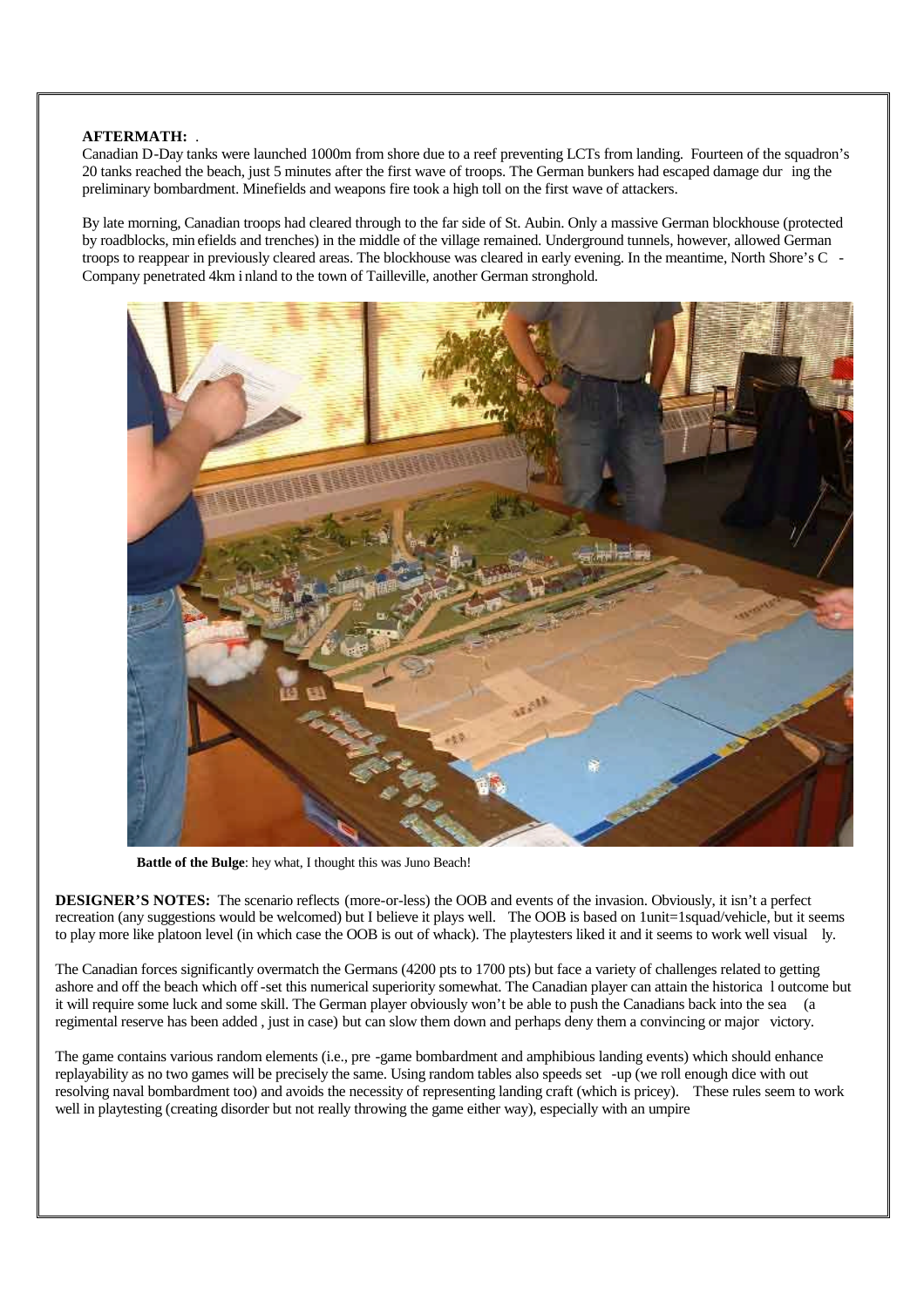**AFTERMATH:** .

Canadian D-Day tanks were launched 1000m from shore due to a reef preventing LCTs from landing. Fourteen of the squadron's 20 tanks reached the beach, just 5 minutes after the first wave of troops. The German bunkers had escaped damage during the preliminary bombardment. Minefields and weapons fire took a high toll on the first wave of attackers.

By late morning, Canadian troops had cleared through to the far side of St. Aubin. Only a massive German blockhouse (protected by roadblocks, minefields and trenches) in the middle of the village remained. Underground tunnels, however, allowed German troops to reappear in previously cleared areas. The blockhouse was cleared in early evening. In the meantime, North Shore's C - Company penetrated 4km inland to the town of Tailleville, another German stronghold.

**Battle of the Bulge**: hey what, I thought this was Juno Beach!

**DESIGNER'S NOTES:** The scenario reflects (more-or-less) the OOB and events of the invasion. Obviously, it isn't a perfect recreation (any suggestions would be welcomed) but I believe it plays well. The OOB is based on 1unit=1squad/vehicle, but it seems to play more like platoon level (in which case the OOB is out of whack). The playtesters liked it and it seems to work well visually.

The Canadian forces significantly overmatch the Germans (4200 pts to 1700 pts) but face a variety of challenges related to getting ashore and off the beach which off-set this numerical superiority somewhat. The Canadian player can attain the historical outcome but it will require some luck and some skill. The German player obviously won't be able to push the Canadians back into the sea (a regimental reserve has been added, just in case) but can slow them down and perhaps deny them a convincing or major victory.

The game contains various random elements (i.e., pre-game bombardment and amphibious landing events) which should enhance replayability as no two games will be precisely the same. Using random tables also speeds set-up (we roll enough dice without resolving naval bombardment too) and avoids the necessity of representing landing craft (which is pricey). These rules seem to work well in playtesting (creating disorder but not really throwing the game either way), especially with an umpire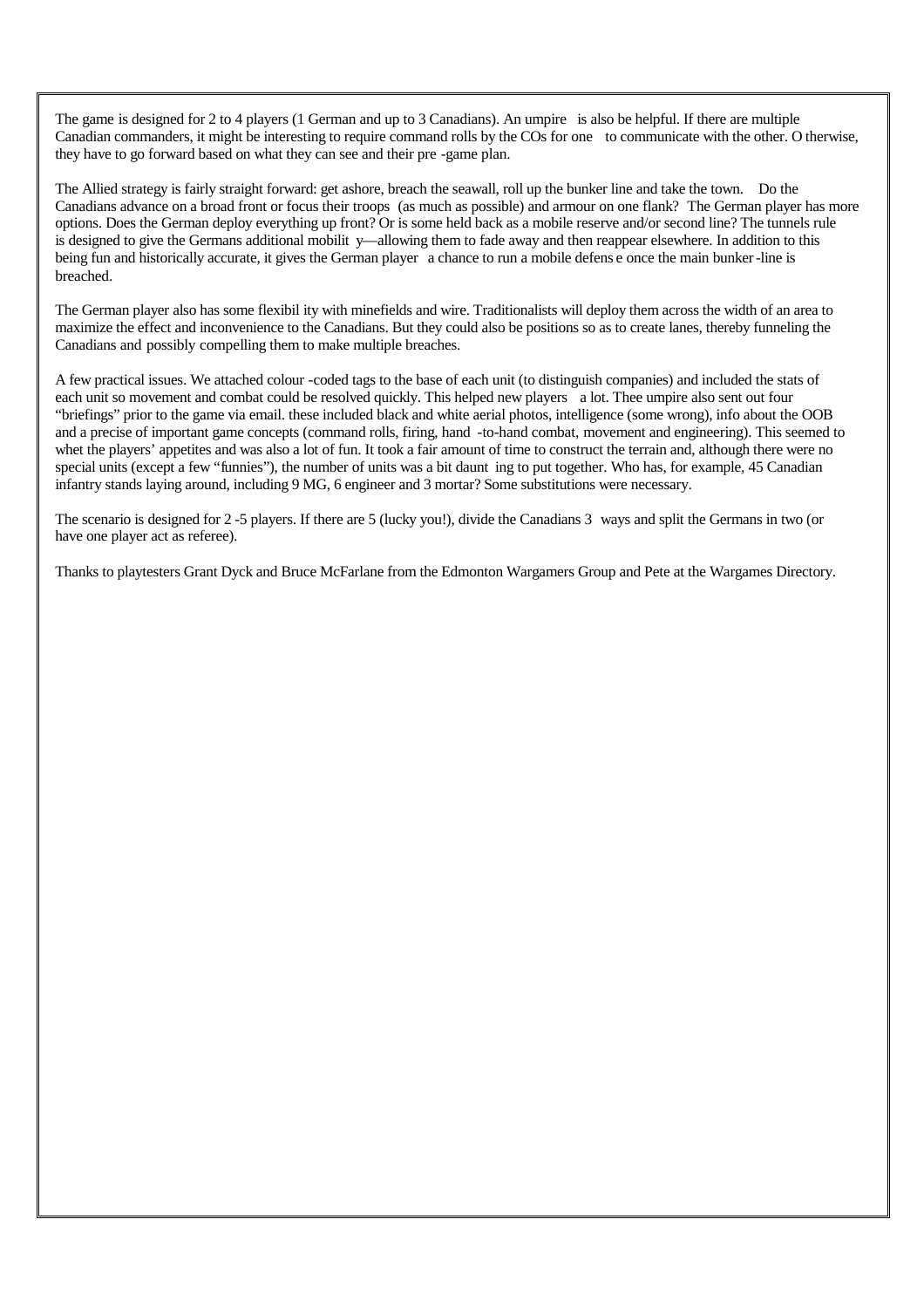The game is designed for 2 to 4 players (1 German and up to 3 Canadians). An umpire is also be helpful. If there are multiple Canadian commanders, it might be interesting to require command rolls by the COs for one to communicate with the other. Otherwise, they have to go forward based on what they can see and their pre-game plan.

The Allied strategy is fairly straight forward: get ashore, breach the seawall, roll up the bunker line and take the town. Do the Canadians advance on a broad front or focus their troops (as much as possible) and armour on one flank? The German player has more options. Does the German deploy everything up front? Or is some held back as a mobile reserve and/or second line? The tunnels rule is designed to give the Germans additional mobility—allowing them to fade away and then reappear elsewhere. In addition to this being fun and historically accurate, it gives the German player a chance to run a mobile defense once the main bunker-line is breached.

The German player also has some flexibility with minefields and wire. Traditionalists will deploy them across the width of an area to maximize the effect and inconvenience to the Canadians. But they could also be positions so as to create lanes, thereby funneling the Canadians and possibly compelling them to make multiple breaches.

A few practical issues. We attached colour-coded tags to the base of each unit (to distinguish companies) and included the stats of each unit so movement and combat could be resolved quickly. This helped new players a lot. Thee umpire also sent out four "briefings" prior to the game via email. these included black and white aerial photos, intelligence (some wrong), info about the OOB and a precise of important game concepts (command rolls, firing, hand-to-hand combat, movement and engineering). This seemed to whet the players' appetites and was also a lot of fun. It took a fair amount of time to construct the terrain and, although there were no special units (except a few "funnies"), the number of units was a bit daunting to put together. Who has, for example, 45 Canadian infantry stands laying around, including 9 MG, 6 engineer and 3 mortar? Some substitutions were necessary.

The scenario is designed for 2-5 players. If there are 5 (lucky you!), divide the Canadians 3 ways and split the Germans in two (or have one player act as referee).

Thanks to playtesters Grant Dyck and Bruce McFarlane from the Edmonton Wargamers Group and Pete at the Wargames Directory.